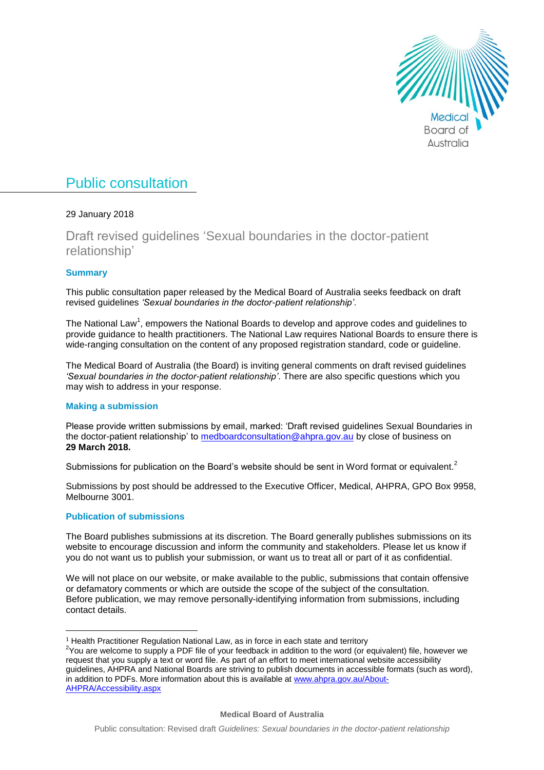Medical Board of Australia

# Public consultation

29 January 2018

## Draft revised guidelines 'Sexual boundaries in the doctor-patient relationship'

### Summary

This public consultation paper released by the Medical Board of Australia seeks feedback on draft revised guidelines *'Sexual boundaries in the doctor-patient relationship'*.

The National Law[1], empowers the National Boards to develop and approve codes and guidelines to provide guidance to health practitioners. The National Law requires National Boards to ensure there is wide-ranging consultation on the content of any proposed registration standard, code or guideline.

The Medical Board of Australia (the Board) is inviting general comments on draft revised guidelines *'Sexual boundaries in the doctor-patient relationship'*. There are also specific questions which you may wish to address in your response.

### Making a submission

Please provide written submissions by email, marked: 'Draft revised guidelines Sexual Boundaries in the doctor-patient relationship' to medboardconsultation@ahpra.gov.au by close of business on **29 March 2018.**

Submissions for publication on the Board's website should be sent in Word format or equivalent.[2]

Submissions by post should be addressed to the Executive Officer, Medical, AHPRA, GPO Box 9958, Melbourne 3001.

### Publication of submissions

The Board publishes submissions at its discretion. The Board generally publishes submissions on its website to encourage discussion and inform the community and stakeholders. Please let us know if you do not want us to publish your submission, or want us to treat all or part of it as confidential.

We will not place on our website, or make available to the public, submissions that contain offensive or defamatory comments or which are outside the scope of the subject of the consultation. Before publication, we may remove personally-identifying information from submissions, including contact details.

---

[1] Health Practitioner Regulation National Law, as in force in each state and territory

[2] You are welcome to supply a PDF file of your feedback in addition to the word (or equivalent) file, however we request that you supply a text or word file. As part of an effort to meet international website accessibility guidelines, AHPRA and National Boards are striving to publish documents in accessible formats (such as word), in addition to PDFs. More information about this is available at www.ahpra.gov.au/About-AHPRA/Accessibility.aspx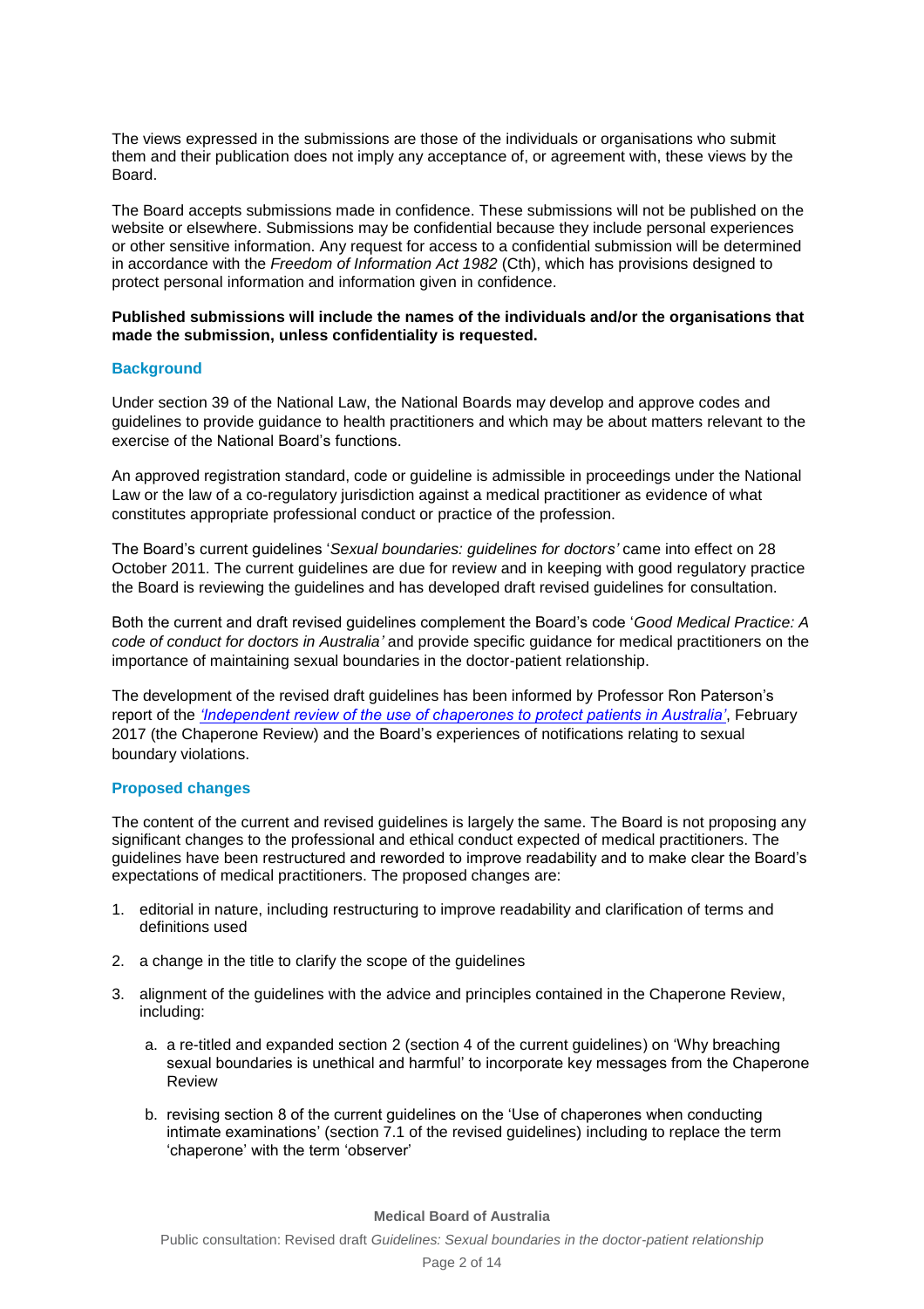The views expressed in the submissions are those of the individuals or organisations who submit them and their publication does not imply any acceptance of, or agreement with, these views by the Board.

The Board accepts submissions made in confidence. These submissions will not be published on the website or elsewhere. Submissions may be confidential because they include personal experiences or other sensitive information. Any request for access to a confidential submission will be determined in accordance with the *Freedom of Information Act 1982* (Cth), which has provisions designed to protect personal information and information given in confidence.

**Published submissions will include the names of the individuals and/or the organisations that made the submission, unless confidentiality is requested.**

## Background

Under section 39 of the National Law, the National Boards may develop and approve codes and guidelines to provide guidance to health practitioners and which may be about matters relevant to the exercise of the National Board's functions.

An approved registration standard, code or guideline is admissible in proceedings under the National Law or the law of a co-regulatory jurisdiction against a medical practitioner as evidence of what constitutes appropriate professional conduct or practice of the profession.

The Board's current guidelines '*Sexual boundaries: guidelines for doctors'* came into effect on 28 October 2011. The current guidelines are due for review and in keeping with good regulatory practice the Board is reviewing the guidelines and has developed draft revised guidelines for consultation.

Both the current and draft revised guidelines complement the Board's code '*Good Medical Practice: A code of conduct for doctors in Australia'* and provide specific guidance for medical practitioners on the importance of maintaining sexual boundaries in the doctor-patient relationship.

The development of the revised draft guidelines has been informed by Professor Ron Paterson's report of the *'Independent review of the use of chaperones to protect patients in Australia'*, February 2017 (the Chaperone Review) and the Board's experiences of notifications relating to sexual boundary violations.

## Proposed changes

The content of the current and revised guidelines is largely the same. The Board is not proposing any significant changes to the professional and ethical conduct expected of medical practitioners. The guidelines have been restructured and reworded to improve readability and to make clear the Board's expectations of medical practitioners. The proposed changes are:

1. editorial in nature, including restructuring to improve readability and clarification of terms and definitions used
2. a change in the title to clarify the scope of the guidelines
3. alignment of the guidelines with the advice and principles contained in the Chaperone Review, including:
   a. a re-titled and expanded section 2 (section 4 of the current guidelines) on 'Why breaching sexual boundaries is unethical and harmful' to incorporate key messages from the Chaperone Review
   b. revising section 8 of the current guidelines on the 'Use of chaperones when conducting intimate examinations' (section 7.1 of the revised guidelines) including to replace the term 'chaperone' with the term 'observer'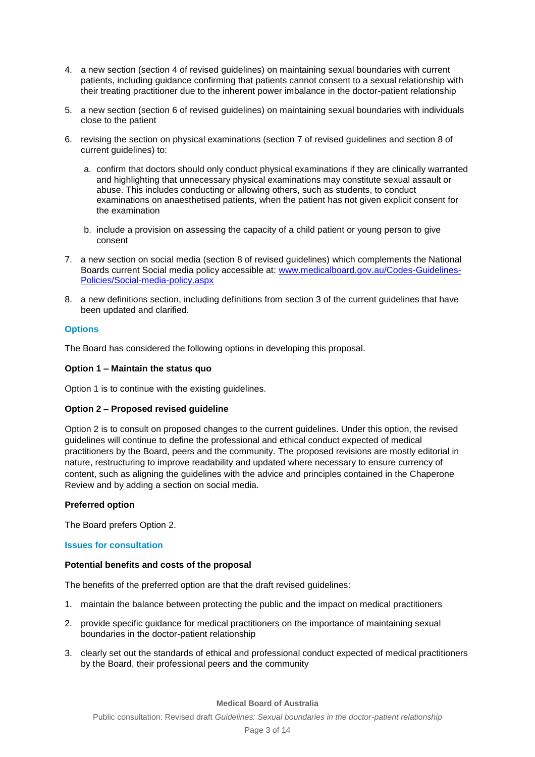4. a new section (section 4 of revised guidelines) on maintaining sexual boundaries with current patients, including guidance confirming that patients cannot consent to a sexual relationship with their treating practitioner due to the inherent power imbalance in the doctor-patient relationship

5. a new section (section 6 of revised guidelines) on maintaining sexual boundaries with individuals close to the patient

6. revising the section on physical examinations (section 7 of revised guidelines and section 8 of current guidelines) to:

   a. confirm that doctors should only conduct physical examinations if they are clinically warranted and highlighting that unnecessary physical examinations may constitute sexual assault or abuse. This includes conducting or allowing others, such as students, to conduct examinations on anaesthetised patients, when the patient has not given explicit consent for the examination

   b. include a provision on assessing the capacity of a child patient or young person to give consent

7. a new section on social media (section 8 of revised guidelines) which complements the National Boards current Social media policy accessible at: [www.medicalboard.gov.au/Codes-Guidelines-Policies/Social-media-policy.aspx](www.medicalboard.gov.au/Codes-Guidelines-Policies/Social-media-policy.aspx)

8. a new definitions section, including definitions from section 3 of the current guidelines that have been updated and clarified.

## Options

The Board has considered the following options in developing this proposal.

**Option 1 – Maintain the status quo**

Option 1 is to continue with the existing guidelines.

**Option 2 – Proposed revised guideline**

Option 2 is to consult on proposed changes to the current guidelines. Under this option, the revised guidelines will continue to define the professional and ethical conduct expected of medical practitioners by the Board, peers and the community. The proposed revisions are mostly editorial in nature, restructuring to improve readability and updated where necessary to ensure currency of content, such as aligning the guidelines with the advice and principles contained in the Chaperone Review and by adding a section on social media.

**Preferred option**

The Board prefers Option 2.

## Issues for consultation

**Potential benefits and costs of the proposal**

The benefits of the preferred option are that the draft revised guidelines:

1. maintain the balance between protecting the public and the impact on medical practitioners

2. provide specific guidance for medical practitioners on the importance of maintaining sexual boundaries in the doctor-patient relationship

3. clearly set out the standards of ethical and professional conduct expected of medical practitioners by the Board, their professional peers and the community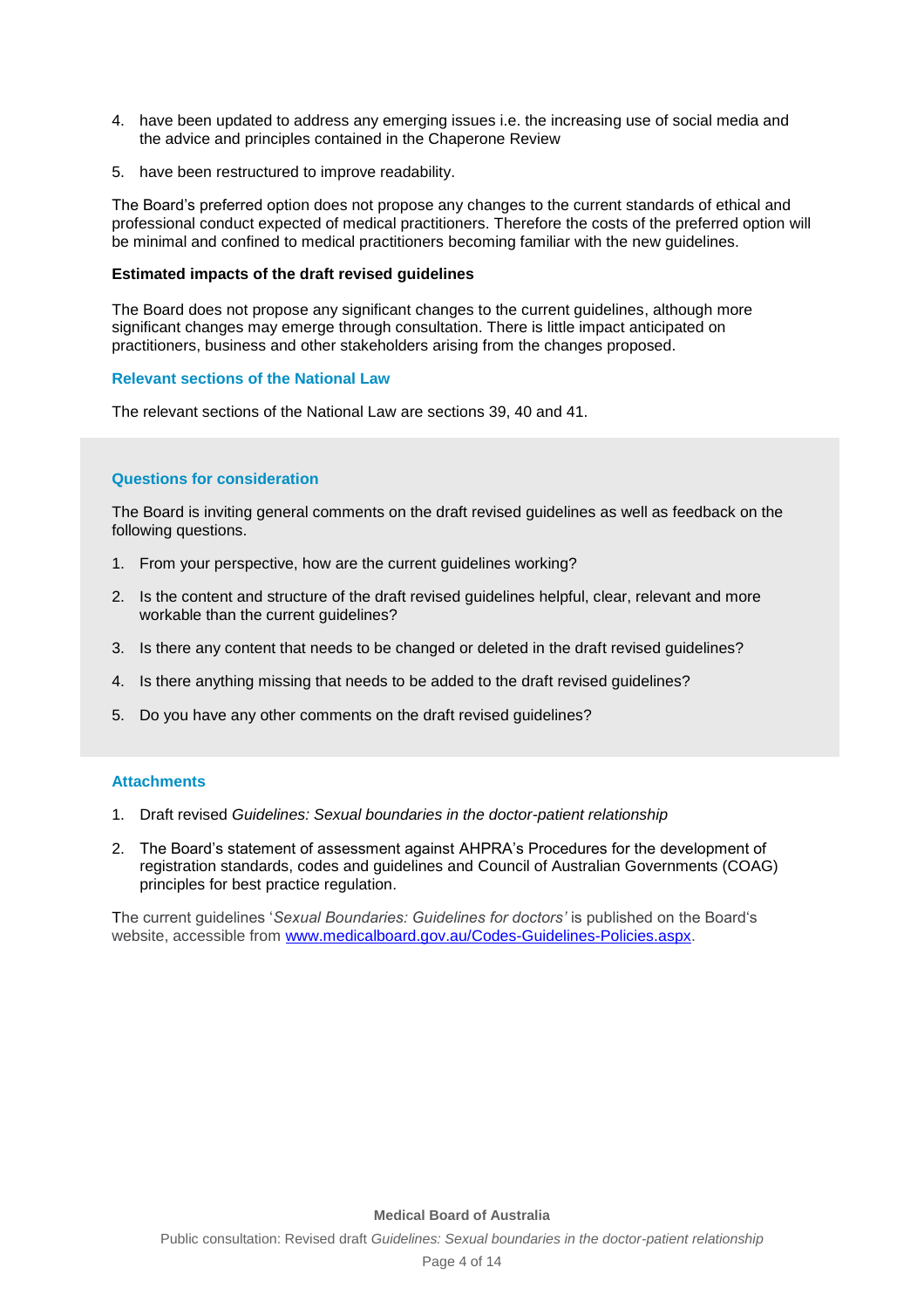4. have been updated to address any emerging issues i.e. the increasing use of social media and the advice and principles contained in the Chaperone Review
5. have been restructured to improve readability.

The Board's preferred option does not propose any changes to the current standards of ethical and professional conduct expected of medical practitioners. Therefore the costs of the preferred option will be minimal and confined to medical practitioners becoming familiar with the new guidelines.

**Estimated impacts of the draft revised guidelines**

The Board does not propose any significant changes to the current guidelines, although more significant changes may emerge through consultation. There is little impact anticipated on practitioners, business and other stakeholders arising from the changes proposed.

### Relevant sections of the National Law

The relevant sections of the National Law are sections 39, 40 and 41.

### Questions for consideration

The Board is inviting general comments on the draft revised guidelines as well as feedback on the following questions.

1. From your perspective, how are the current guidelines working?
2. Is the content and structure of the draft revised guidelines helpful, clear, relevant and more workable than the current guidelines?
3. Is there any content that needs to be changed or deleted in the draft revised guidelines?
4. Is there anything missing that needs to be added to the draft revised guidelines?
5. Do you have any other comments on the draft revised guidelines?

### Attachments

1. Draft revised *Guidelines: Sexual boundaries in the doctor-patient relationship*
2. The Board's statement of assessment against AHPRA's Procedures for the development of registration standards, codes and guidelines and Council of Australian Governments (COAG) principles for best practice regulation.

The current guidelines '*Sexual Boundaries: Guidelines for doctors'* is published on the Board's website, accessible from [www.medicalboard.gov.au/Codes-Guidelines-Policies.aspx](http://www.medicalboard.gov.au/Codes-Guidelines-Policies.aspx).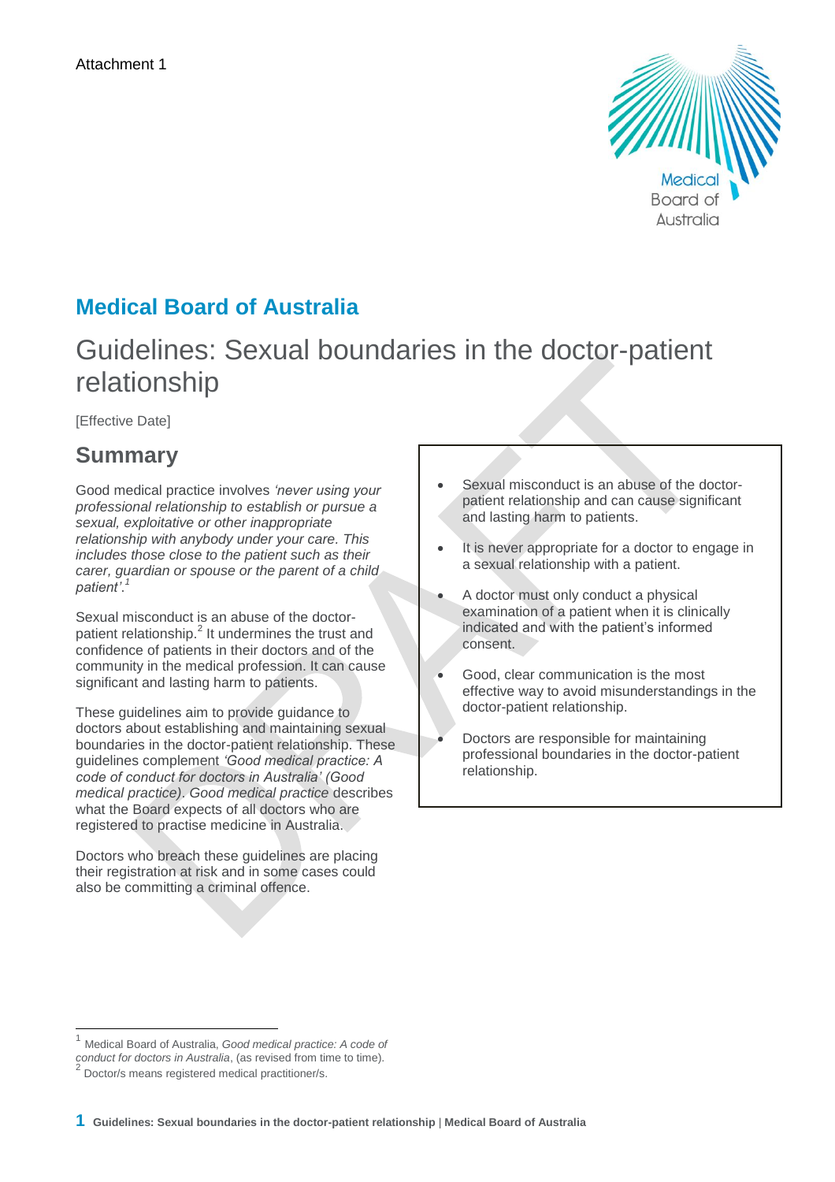Attachment 1

## Medical Board of Australia

# Guidelines: Sexual boundaries in the doctor-patient relationship

[Effective Date]

## Summary

Good medical practice involves *'never using your professional relationship to establish or pursue a sexual, exploitative or other inappropriate relationship with anybody under your care. This includes those close to the patient such as their carer, guardian or spouse or the parent of a child patient'.*[1]

Sexual misconduct is an abuse of the doctor-patient relationship.[2] It undermines the trust and confidence of patients in their doctors and of the community in the medical profession. It can cause significant and lasting harm to patients.

These guidelines aim to provide guidance to doctors about establishing and maintaining sexual boundaries in the doctor-patient relationship. These guidelines complement *'Good medical practice: A code of conduct for doctors in Australia' (Good medical practice)*. *Good medical practice* describes what the Board expects of all doctors who are registered to practise medicine in Australia.

Doctors who breach these guidelines are placing their registration at risk and in some cases could also be committing a criminal offence.

- Sexual misconduct is an abuse of the doctor-patient relationship and can cause significant and lasting harm to patients.
- It is never appropriate for a doctor to engage in a sexual relationship with a patient.
- A doctor must only conduct a physical examination of a patient when it is clinically indicated and with the patient's informed consent.
- Good, clear communication is the most effective way to avoid misunderstandings in the doctor-patient relationship.
- Doctors are responsible for maintaining professional boundaries in the doctor-patient relationship.

---

[1] Medical Board of Australia, *Good medical practice: A code of conduct for doctors in Australia*, (as revised from time to time).

[2] Doctor/s means registered medical practitioner/s.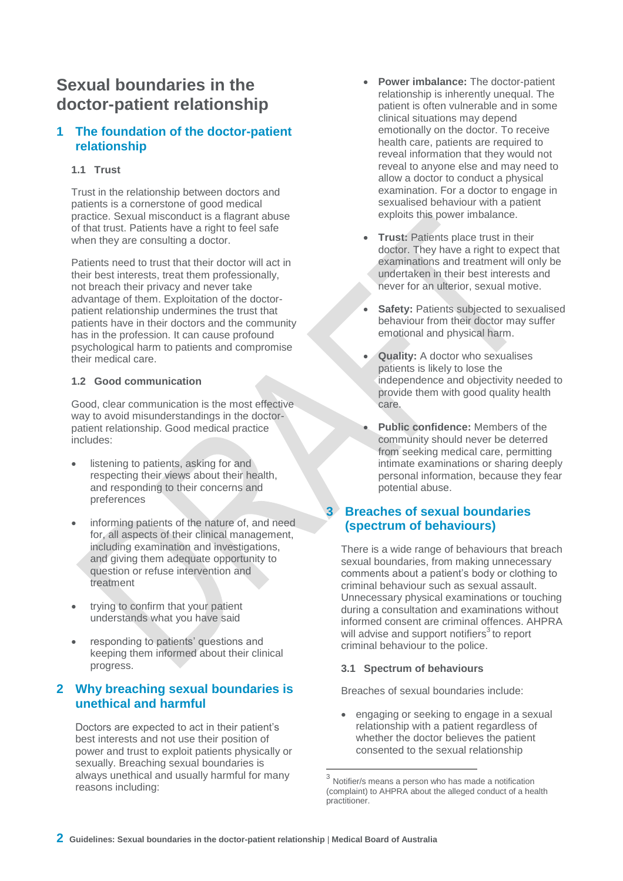# Sexual boundaries in the doctor-patient relationship

## 1 The foundation of the doctor-patient relationship

### 1.1 Trust

Trust in the relationship between doctors and patients is a cornerstone of good medical practice. Sexual misconduct is a flagrant abuse of that trust. Patients have a right to feel safe when they are consulting a doctor.

Patients need to trust that their doctor will act in their best interests, treat them professionally, not breach their privacy and never take advantage of them. Exploitation of the doctor-patient relationship undermines the trust that patients have in their doctors and the community has in the profession. It can cause profound psychological harm to patients and compromise their medical care.

### 1.2 Good communication

Good, clear communication is the most effective way to avoid misunderstandings in the doctor-patient relationship. Good medical practice includes:

- listening to patients, asking for and respecting their views about their health, and responding to their concerns and preferences
- informing patients of the nature of, and need for, all aspects of their clinical management, including examination and investigations, and giving them adequate opportunity to question or refuse intervention and treatment
- trying to confirm that your patient understands what you have said
- responding to patients' questions and keeping them informed about their clinical progress.

## 2 Why breaching sexual boundaries is unethical and harmful

Doctors are expected to act in their patient's best interests and not use their position of power and trust to exploit patients physically or sexually. Breaching sexual boundaries is always unethical and usually harmful for many reasons including:

- **Power imbalance:** The doctor-patient relationship is inherently unequal. The patient is often vulnerable and in some clinical situations may depend emotionally on the doctor. To receive health care, patients are required to reveal information that they would not reveal to anyone else and may need to allow a doctor to conduct a physical examination. For a doctor to engage in sexualised behaviour with a patient exploits this power imbalance.
- **Trust:** Patients place trust in their doctor. They have a right to expect that examinations and treatment will only be undertaken in their best interests and never for an ulterior, sexual motive.
- **Safety:** Patients subjected to sexualised behaviour from their doctor may suffer emotional and physical harm.
- **Quality:** A doctor who sexualises patients is likely to lose the independence and objectivity needed to provide them with good quality health care.
- **Public confidence:** Members of the community should never be deterred from seeking medical care, permitting intimate examinations or sharing deeply personal information, because they fear potential abuse.

## 3 Breaches of sexual boundaries (spectrum of behaviours)

There is a wide range of behaviours that breach sexual boundaries, from making unnecessary comments about a patient's body or clothing to criminal behaviour such as sexual assault. Unnecessary physical examinations or touching during a consultation and examinations without informed consent are criminal offences. AHPRA will advise and support notifiers[3] to report criminal behaviour to the police.

### 3.1 Spectrum of behaviours

Breaches of sexual boundaries include:

- engaging or seeking to engage in a sexual relationship with a patient regardless of whether the doctor believes the patient consented to the sexual relationship

---

[3] Notifier/s means a person who has made a notification (complaint) to AHPRA about the alleged conduct of a health practitioner.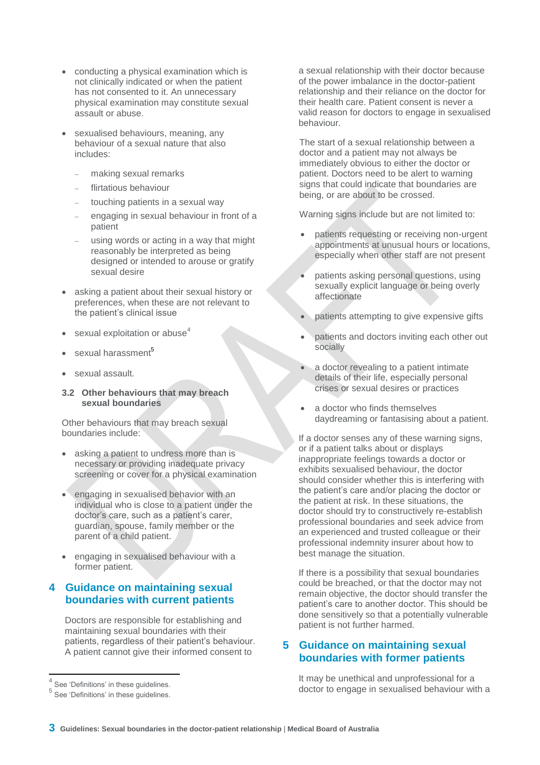- conducting a physical examination which is not clinically indicated or when the patient has not consented to it. An unnecessary physical examination may constitute sexual assault or abuse.
- sexualised behaviours, meaning, any behaviour of a sexual nature that also includes:
  - making sexual remarks
  - flirtatious behaviour
  - touching patients in a sexual way
  - engaging in sexual behaviour in front of a patient
  - using words or acting in a way that might reasonably be interpreted as being designed or intended to arouse or gratify sexual desire
- asking a patient about their sexual history or preferences, when these are not relevant to the patient's clinical issue
- sexual exploitation or abuse[4]
- sexual harassment[5]
- sexual assault.

### 3.2 Other behaviours that may breach sexual boundaries

Other behaviours that may breach sexual boundaries include:

- asking a patient to undress more than is necessary or providing inadequate privacy screening or cover for a physical examination
- engaging in sexualised behavior with an individual who is close to a patient under the doctor's care, such as a patient's carer, guardian, spouse, family member or the parent of a child patient.
- engaging in sexualised behaviour with a former patient.

## 4 Guidance on maintaining sexual boundaries with current patients

Doctors are responsible for establishing and maintaining sexual boundaries with their patients, regardless of their patient's behaviour. A patient cannot give their informed consent to a sexual relationship with their doctor because of the power imbalance in the doctor-patient relationship and their reliance on the doctor for their health care. Patient consent is never a valid reason for doctors to engage in sexualised behaviour.

The start of a sexual relationship between a doctor and a patient may not always be immediately obvious to either the doctor or patient. Doctors need to be alert to warning signs that could indicate that boundaries are being, or are about to be crossed.

Warning signs include but are not limited to:

- patients requesting or receiving non-urgent appointments at unusual hours or locations, especially when other staff are not present
- patients asking personal questions, using sexually explicit language or being overly affectionate
- patients attempting to give expensive gifts
- patients and doctors inviting each other out socially
- a doctor revealing to a patient intimate details of their life, especially personal crises or sexual desires or practices
- a doctor who finds themselves daydreaming or fantasising about a patient.

If a doctor senses any of these warning signs, or if a patient talks about or displays inappropriate feelings towards a doctor or exhibits sexualised behaviour, the doctor should consider whether this is interfering with the patient's care and/or placing the doctor or the patient at risk. In these situations, the doctor should try to constructively re-establish professional boundaries and seek advice from an experienced and trusted colleague or their professional indemnity insurer about how to best manage the situation.

If there is a possibility that sexual boundaries could be breached, or that the doctor may not remain objective, the doctor should transfer the patient's care to another doctor. This should be done sensitively so that a potentially vulnerable patient is not further harmed.

## 5 Guidance on maintaining sexual boundaries with former patients

It may be unethical and unprofessional for a doctor to engage in sexualised behaviour with a

---

[4] See 'Definitions' in these guidelines.

[5] See 'Definitions' in these guidelines.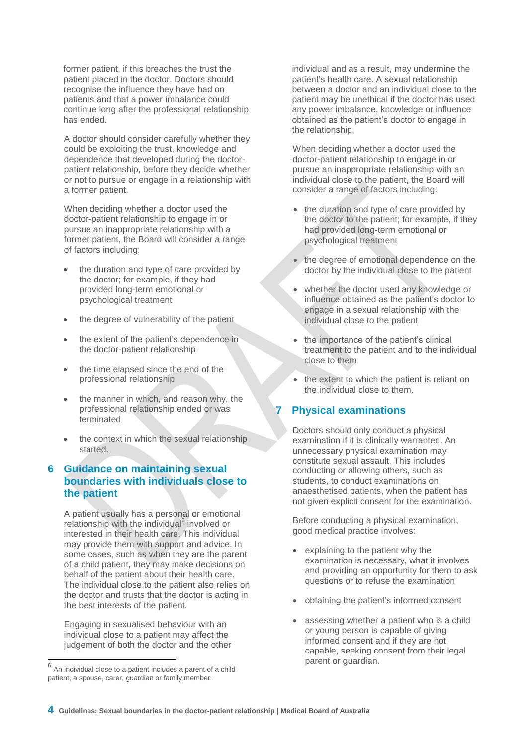former patient, if this breaches the trust the patient placed in the doctor. Doctors should recognise the influence they have had on patients and that a power imbalance could continue long after the professional relationship has ended.

A doctor should consider carefully whether they could be exploiting the trust, knowledge and dependence that developed during the doctor-patient relationship, before they decide whether or not to pursue or engage in a relationship with a former patient.

When deciding whether a doctor used the doctor-patient relationship to engage in or pursue an inappropriate relationship with a former patient, the Board will consider a range of factors including:

- the duration and type of care provided by the doctor; for example, if they had provided long-term emotional or psychological treatment
- the degree of vulnerability of the patient
- the extent of the patient's dependence in the doctor-patient relationship
- the time elapsed since the end of the professional relationship
- the manner in which, and reason why, the professional relationship ended or was terminated
- the context in which the sexual relationship started.

## 6 Guidance on maintaining sexual boundaries with individuals close to the patient

A patient usually has a personal or emotional relationship with the individual[6] involved or interested in their health care. This individual may provide them with support and advice. In some cases, such as when they are the parent of a child patient, they may make decisions on behalf of the patient about their health care. The individual close to the patient also relies on the doctor and trusts that the doctor is acting in the best interests of the patient.

Engaging in sexualised behaviour with an individual close to a patient may affect the judgement of both the doctor and the other individual and as a result, may undermine the patient's health care. A sexual relationship between a doctor and an individual close to the patient may be unethical if the doctor has used any power imbalance, knowledge or influence obtained as the patient's doctor to engage in the relationship.

When deciding whether a doctor used the doctor-patient relationship to engage in or pursue an inappropriate relationship with an individual close to the patient, the Board will consider a range of factors including:

- the duration and type of care provided by the doctor to the patient; for example, if they had provided long-term emotional or psychological treatment
- the degree of emotional dependence on the doctor by the individual close to the patient
- whether the doctor used any knowledge or influence obtained as the patient's doctor to engage in a sexual relationship with the individual close to the patient
- the importance of the patient's clinical treatment to the patient and to the individual close to them
- the extent to which the patient is reliant on the individual close to them.

## 7 Physical examinations

Doctors should only conduct a physical examination if it is clinically warranted. An unnecessary physical examination may constitute sexual assault. This includes conducting or allowing others, such as students, to conduct examinations on anaesthetised patients, when the patient has not given explicit consent for the examination.

Before conducting a physical examination, good medical practice involves:

- explaining to the patient why the examination is necessary, what it involves and providing an opportunity for them to ask questions or to refuse the examination
- obtaining the patient's informed consent
- assessing whether a patient who is a child or young person is capable of giving informed consent and if they are not capable, seeking consent from their legal parent or guardian.

[6] An individual close to a patient includes a parent of a child patient, a spouse, carer, guardian or family member.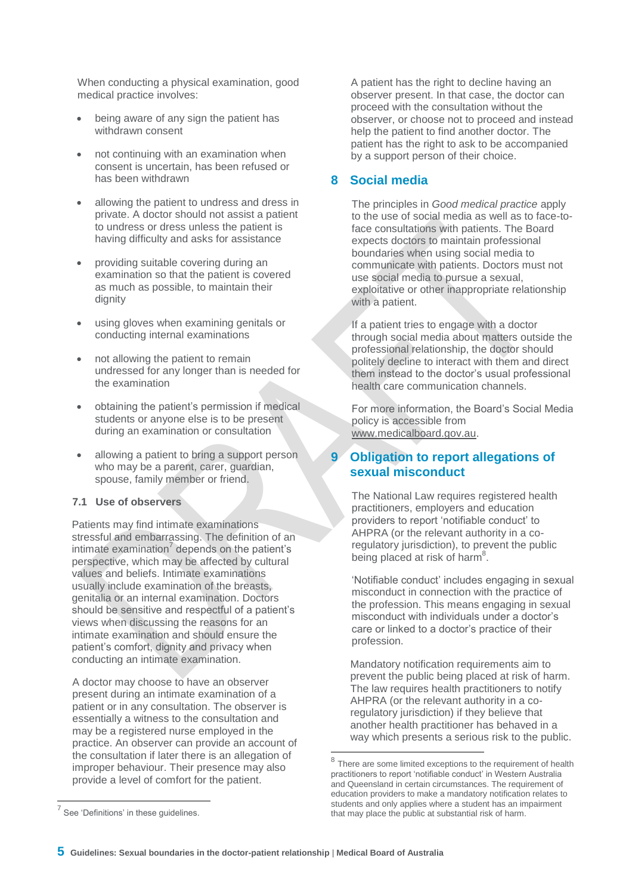When conducting a physical examination, good medical practice involves:

- being aware of any sign the patient has withdrawn consent
- not continuing with an examination when consent is uncertain, has been refused or has been withdrawn
- allowing the patient to undress and dress in private. A doctor should not assist a patient to undress or dress unless the patient is having difficulty and asks for assistance
- providing suitable covering during an examination so that the patient is covered as much as possible, to maintain their dignity
- using gloves when examining genitals or conducting internal examinations
- not allowing the patient to remain undressed for any longer than is needed for the examination
- obtaining the patient's permission if medical students or anyone else is to be present during an examination or consultation
- allowing a patient to bring a support person who may be a parent, carer, guardian, spouse, family member or friend.

### 7.1 Use of observers

Patients may find intimate examinations stressful and embarrassing. The definition of an intimate examination[7] depends on the patient's perspective, which may be affected by cultural values and beliefs. Intimate examinations usually include examination of the breasts, genitalia or an internal examination. Doctors should be sensitive and respectful of a patient's views when discussing the reasons for an intimate examination and should ensure the patient's comfort, dignity and privacy when conducting an intimate examination.

A doctor may choose to have an observer present during an intimate examination of a patient or in any consultation. The observer is essentially a witness to the consultation and may be a registered nurse employed in the practice. An observer can provide an account of the consultation if later there is an allegation of improper behaviour. Their presence may also provide a level of comfort for the patient.

A patient has the right to decline having an observer present. In that case, the doctor can proceed with the consultation without the observer, or choose not to proceed and instead help the patient to find another doctor. The patient has the right to ask to be accompanied by a support person of their choice.

## 8 Social media

The principles in *Good medical practice* apply to the use of social media as well as to face-to-face consultations with patients. The Board expects doctors to maintain professional boundaries when using social media to communicate with patients. Doctors must not use social media to pursue a sexual, exploitative or other inappropriate relationship with a patient.

If a patient tries to engage with a doctor through social media about matters outside the professional relationship, the doctor should politely decline to interact with them and direct them instead to the doctor's usual professional health care communication channels.

For more information, the Board's Social Media policy is accessible from www.medicalboard.gov.au.

## 9 Obligation to report allegations of sexual misconduct

The National Law requires registered health practitioners, employers and education providers to report 'notifiable conduct' to AHPRA (or the relevant authority in a co-regulatory jurisdiction), to prevent the public being placed at risk of harm[8].

'Notifiable conduct' includes engaging in sexual misconduct in connection with the practice of the profession. This means engaging in sexual misconduct with individuals under a doctor's care or linked to a doctor's practice of their profession.

Mandatory notification requirements aim to prevent the public being placed at risk of harm. The law requires health practitioners to notify AHPRA (or the relevant authority in a co-regulatory jurisdiction) if they believe that another health practitioner has behaved in a way which presents a serious risk to the public.

---

[7] See 'Definitions' in these guidelines.

[8] There are some limited exceptions to the requirement of health practitioners to report 'notifiable conduct' in Western Australia and Queensland in certain circumstances. The requirement of education providers to make a mandatory notification relates to students and only applies where a student has an impairment that may place the public at substantial risk of harm.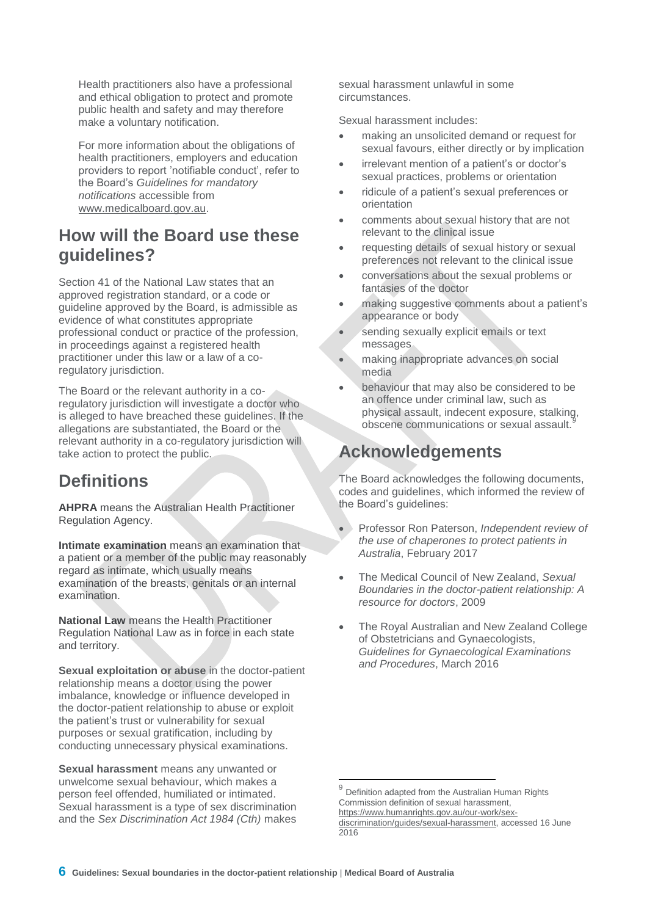Health practitioners also have a professional and ethical obligation to protect and promote public health and safety and may therefore make a voluntary notification.

For more information about the obligations of health practitioners, employers and education providers to report 'notifiable conduct', refer to the Board's *Guidelines for mandatory notifications* accessible from www.medicalboard.gov.au.

## How will the Board use these guidelines?

Section 41 of the National Law states that an approved registration standard, or a code or guideline approved by the Board, is admissible as evidence of what constitutes appropriate professional conduct or practice of the profession, in proceedings against a registered health practitioner under this law or a law of a co-regulatory jurisdiction.

The Board or the relevant authority in a co-regulatory jurisdiction will investigate a doctor who is alleged to have breached these guidelines. If the allegations are substantiated, the Board or the relevant authority in a co-regulatory jurisdiction will take action to protect the public.

## Definitions

**AHPRA** means the Australian Health Practitioner Regulation Agency.

**Intimate examination** means an examination that a patient or a member of the public may reasonably regard as intimate, which usually means examination of the breasts, genitals or an internal examination.

**National Law** means the Health Practitioner Regulation National Law as in force in each state and territory.

**Sexual exploitation or abuse** in the doctor-patient relationship means a doctor using the power imbalance, knowledge or influence developed in the doctor-patient relationship to abuse or exploit the patient's trust or vulnerability for sexual purposes or sexual gratification, including by conducting unnecessary physical examinations.

**Sexual harassment** means any unwanted or unwelcome sexual behaviour, which makes a person feel offended, humiliated or intimated. Sexual harassment is a type of sex discrimination and the *Sex Discrimination Act 1984 (Cth)* makes sexual harassment unlawful in some circumstances.

Sexual harassment includes:

- making an unsolicited demand or request for sexual favours, either directly or by implication
- irrelevant mention of a patient's or doctor's sexual practices, problems or orientation
- ridicule of a patient's sexual preferences or orientation
- comments about sexual history that are not relevant to the clinical issue
- requesting details of sexual history or sexual preferences not relevant to the clinical issue
- conversations about the sexual problems or fantasies of the doctor
- making suggestive comments about a patient's appearance or body
- sending sexually explicit emails or text messages
- making inappropriate advances on social media
- behaviour that may also be considered to be an offence under criminal law, such as physical assault, indent exposure, stalking, obscene communications or sexual assault.[9]

## Acknowledgements

The Board acknowledges the following documents, codes and guidelines, which informed the review of the Board's guidelines:

- Professor Ron Paterson, *Independent review of the use of chaperones to protect patients in Australia*, February 2017
- The Medical Council of New Zealand, *Sexual Boundaries in the doctor-patient relationship: A resource for doctors*, 2009
- The Royal Australian and New Zealand College of Obstetricians and Gynaecologists, *Guidelines for Gynaecological Examinations and Procedures*, March 2016

[9] Definition adapted from the Australian Human Rights Commission definition of sexual harassment, https://www.humanrights.gov.au/our-work/sex-discrimination/guides/sexual-harassment, accessed 16 June 2016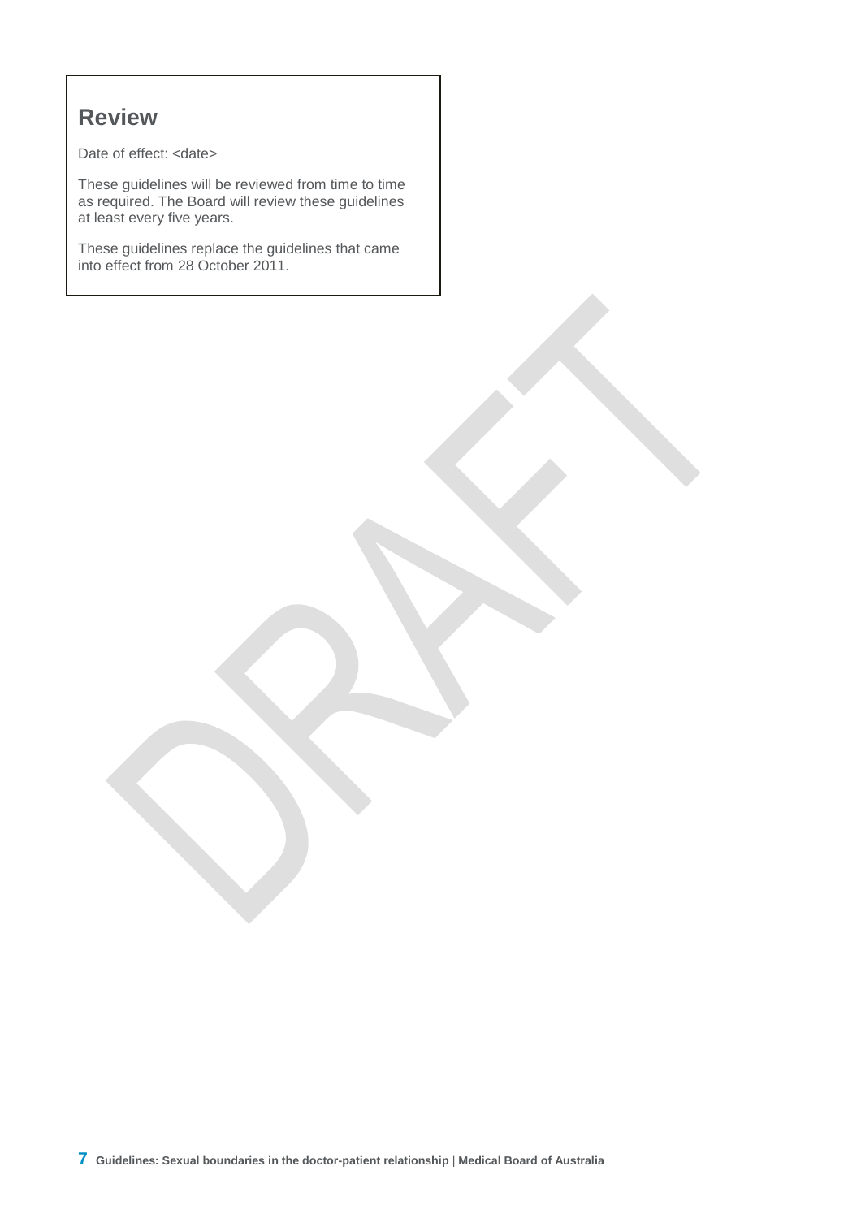## Review

Date of effect: <date>

These guidelines will be reviewed from time to time as required. The Board will review these guidelines at least every five years.

These guidelines replace the guidelines that came into effect from 28 October 2011.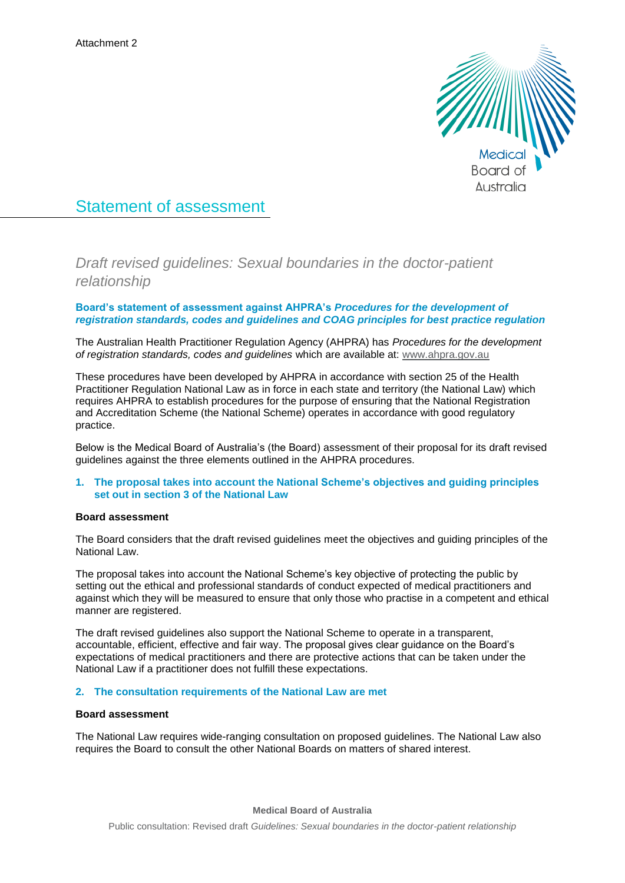Attachment 2

# Statement of assessment

## *Draft revised guidelines: Sexual boundaries in the doctor-patient relationship*

### Board's statement of assessment against AHPRA's *Procedures for the development of registration standards, codes and guidelines and COAG principles for best practice regulation*

The Australian Health Practitioner Regulation Agency (AHPRA) has *Procedures for the development of registration standards, codes and guidelines* which are available at: www.ahpra.gov.au

These procedures have been developed by AHPRA in accordance with section 25 of the Health Practitioner Regulation National Law as in force in each state and territory (the National Law) which requires AHPRA to establish procedures for the purpose of ensuring that the National Registration and Accreditation Scheme (the National Scheme) operates in accordance with good regulatory practice.

Below is the Medical Board of Australia's (the Board) assessment of their proposal for its draft revised guidelines against the three elements outlined in the AHPRA procedures.

### 1. The proposal takes into account the National Scheme's objectives and guiding principles set out in section 3 of the National Law

**Board assessment**

The Board considers that the draft revised guidelines meet the objectives and guiding principles of the National Law.

The proposal takes into account the National Scheme's key objective of protecting the public by setting out the ethical and professional standards of conduct expected of medical practitioners and against which they will be measured to ensure that only those who practise in a competent and ethical manner are registered.

The draft revised guidelines also support the National Scheme to operate in a transparent, accountable, efficient, effective and fair way. The proposal gives clear guidance on the Board's expectations of medical practitioners and there are protective actions that can be taken under the National Law if a practitioner does not fulfill these expectations.

### 2. The consultation requirements of the National Law are met

**Board assessment**

The National Law requires wide-ranging consultation on proposed guidelines. The National Law also requires the Board to consult the other National Boards on matters of shared interest.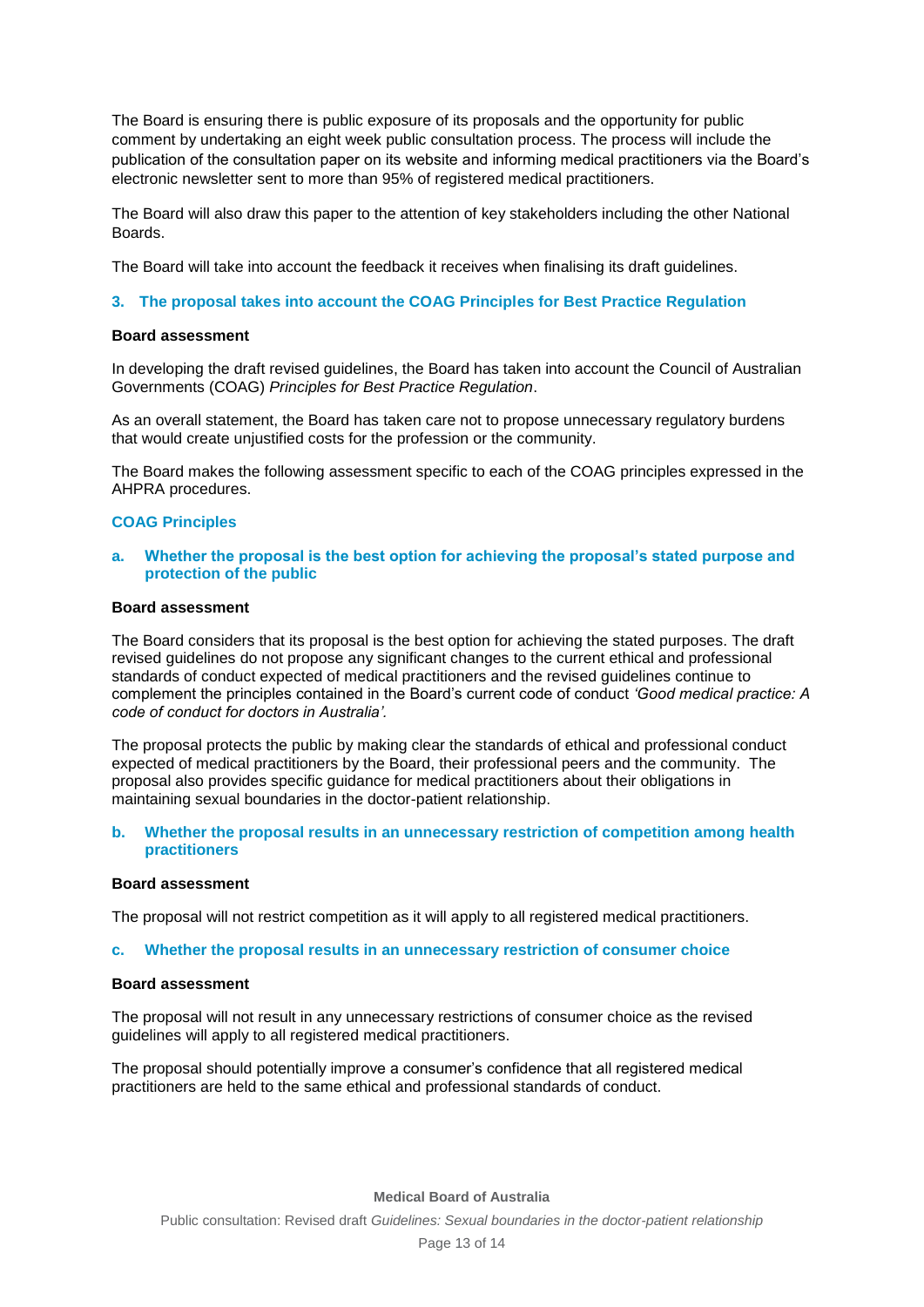The Board is ensuring there is public exposure of its proposals and the opportunity for public comment by undertaking an eight week public consultation process. The process will include the publication of the consultation paper on its website and informing medical practitioners via the Board's electronic newsletter sent to more than 95% of registered medical practitioners.

The Board will also draw this paper to the attention of key stakeholders including the other National Boards.

The Board will take into account the feedback it receives when finalising its draft guidelines.

### 3. The proposal takes into account the COAG Principles for Best Practice Regulation

**Board assessment**

In developing the draft revised guidelines, the Board has taken into account the Council of Australian Governments (COAG) *Principles for Best Practice Regulation*.

As an overall statement, the Board has taken care not to propose unnecessary regulatory burdens that would create unjustified costs for the profession or the community.

The Board makes the following assessment specific to each of the COAG principles expressed in the AHPRA procedures.

### COAG Principles

#### a. Whether the proposal is the best option for achieving the proposal's stated purpose and protection of the public

**Board assessment**

The Board considers that its proposal is the best option for achieving the stated purposes. The draft revised guidelines do not propose any significant changes to the current ethical and professional standards of conduct expected of medical practitioners and the revised guidelines continue to complement the principles contained in the Board's current code of conduct *'Good medical practice: A code of conduct for doctors in Australia'.*

The proposal protects the public by making clear the standards of ethical and professional conduct expected of medical practitioners by the Board, their professional peers and the community. The proposal also provides specific guidance for medical practitioners about their obligations in maintaining sexual boundaries in the doctor-patient relationship.

#### b. Whether the proposal results in an unnecessary restriction of competition among health practitioners

**Board assessment**

The proposal will not restrict competition as it will apply to all registered medical practitioners.

#### c. Whether the proposal results in an unnecessary restriction of consumer choice

**Board assessment**

The proposal will not result in any unnecessary restrictions of consumer choice as the revised guidelines will apply to all registered medical practitioners.

The proposal should potentially improve a consumer's confidence that all registered medical practitioners are held to the same ethical and professional standards of conduct.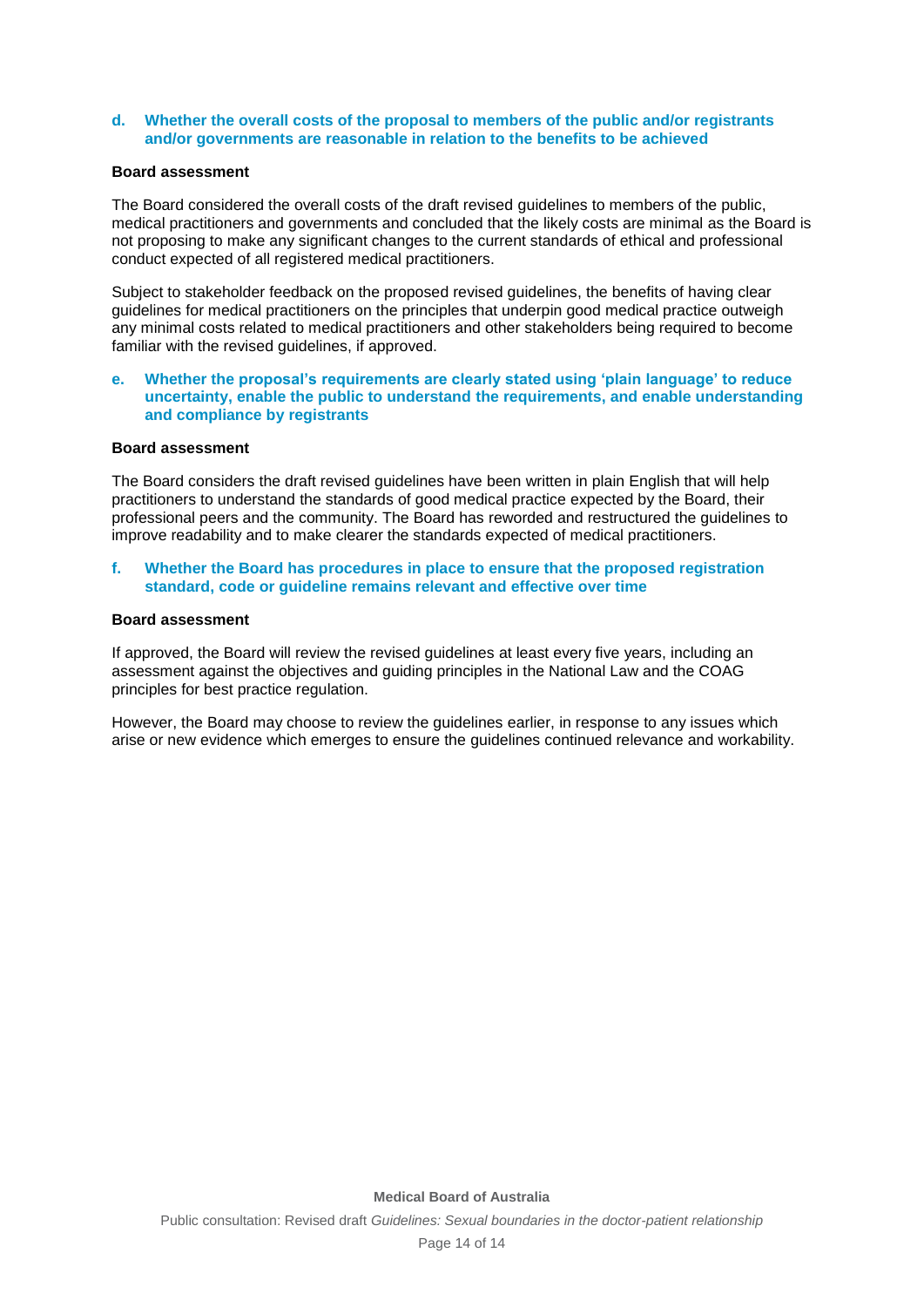**d. Whether the overall costs of the proposal to members of the public and/or registrants and/or governments are reasonable in relation to the benefits to be achieved**

**Board assessment**

The Board considered the overall costs of the draft revised guidelines to members of the public, medical practitioners and governments and concluded that the likely costs are minimal as the Board is not proposing to make any significant changes to the current standards of ethical and professional conduct expected of all registered medical practitioners.

Subject to stakeholder feedback on the proposed revised guidelines, the benefits of having clear guidelines for medical practitioners on the principles that underpin good medical practice outweigh any minimal costs related to medical practitioners and other stakeholders being required to become familiar with the revised guidelines, if approved.

**e. Whether the proposal's requirements are clearly stated using 'plain language' to reduce uncertainty, enable the public to understand the requirements, and enable understanding and compliance by registrants**

**Board assessment**

The Board considers the draft revised guidelines have been written in plain English that will help practitioners to understand the standards of good medical practice expected by the Board, their professional peers and the community. The Board has reworded and restructured the guidelines to improve readability and to make clearer the standards expected of medical practitioners.

**f. Whether the Board has procedures in place to ensure that the proposed registration standard, code or guideline remains relevant and effective over time**

**Board assessment**

If approved, the Board will review the revised guidelines at least every five years, including an assessment against the objectives and guiding principles in the National Law and the COAG principles for best practice regulation.

However, the Board may choose to review the guidelines earlier, in response to any issues which arise or new evidence which emerges to ensure the guidelines continued relevance and workability.